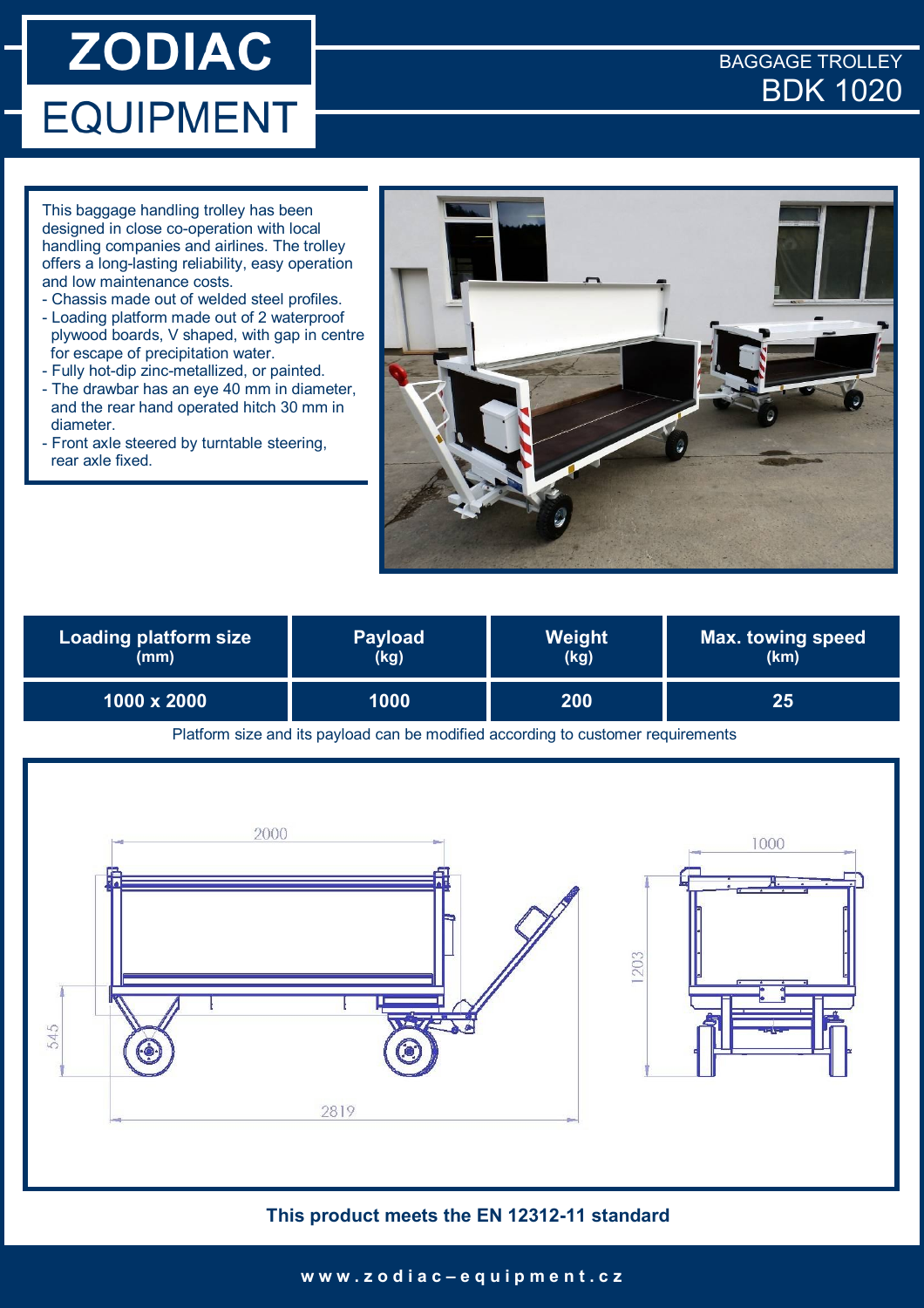# ZODIAC EQUIPMENT

## BAGGAGE TROLLEY BDK 1020

This baggage handling trolley has been designed in close co-operation with local handling companies and airlines. The trolley offers a long-lasting reliability, easy operation and low maintenance costs.

- Chassis made out of welded steel profiles.
- Loading platform made out of 2 waterproof plywood boards, V shaped, with gap in centre for escape of precipitation water.
- Fully hot-dip zinc-metallized, or painted.
- The drawbar has an eye 40 mm in diameter, and the rear hand operated hitch 30 mm in diameter.
- Front axle steered by turntable steering, rear axle fixed.

| Loading platform size (mm) | Payload (kg) | Weight (kg) | Max. towing speed (km) |
| --- | --- | --- | --- |
| 1000 x 2000 | 1000 | 200 | 25 |

Platform size and its payload can be modified according to customer requirements

2000

1000

545

1203

2819

**This product meets the EN 12312-11 standard**

www.zodiac–equipment.cz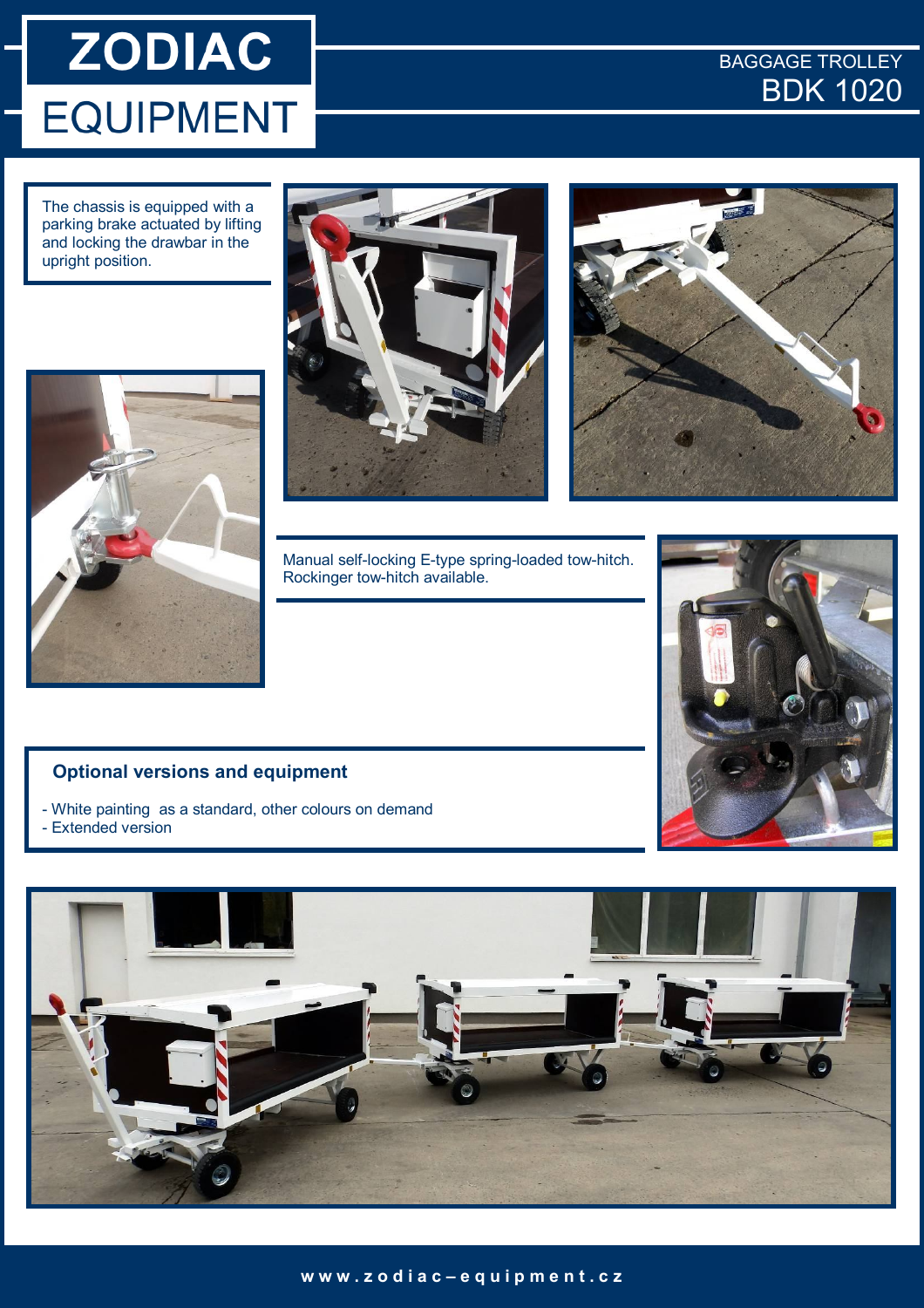# ZODIAC EQUIPMENT

BAGGAGE TROLLEY
BDK 1020

The chassis is equipped with a parking brake actuated by lifting and locking the drawbar in the upright position.

Manual self-locking E-type spring-loaded tow-hitch. Rockinger tow-hitch available.

**Optional versions and equipment**

- White painting  as a standard, other colours on demand
- Extended version

www.zodiac–equipment.cz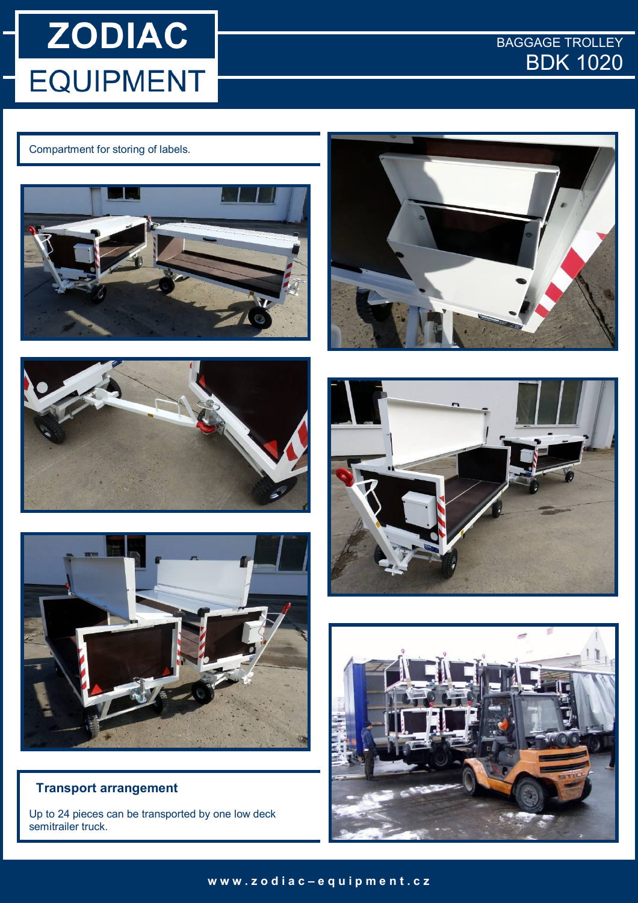# ZODIAC EQUIPMENT

BAGGAGE TROLLEY
BDK 1020

Compartment for storing of labels.

**Transport arrangement**

Up to 24 pieces can be transported by one low deck semitrailer truck.

www.zodiac–equipment.cz